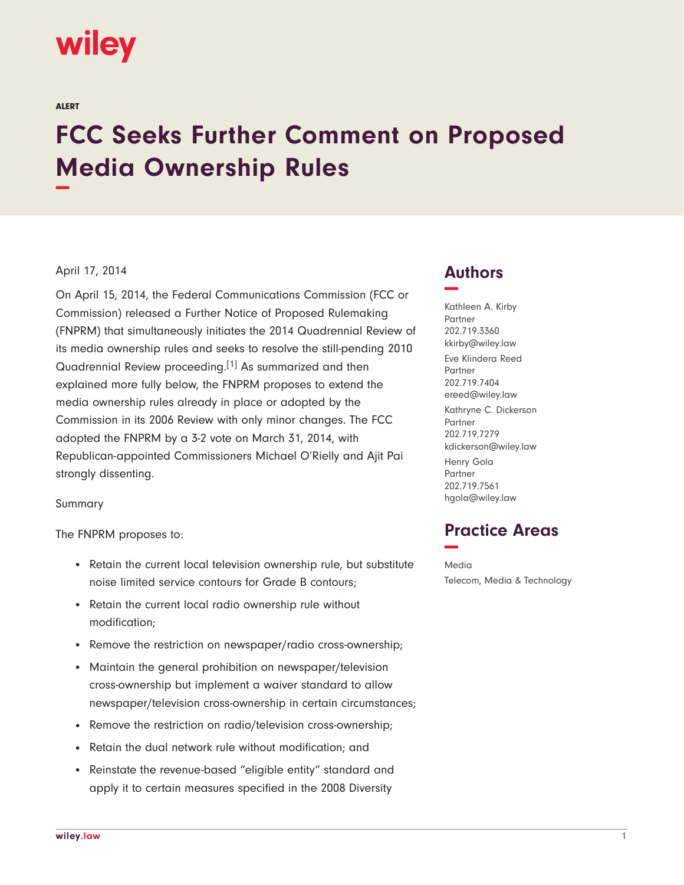wiley

ALERT

# FCC Seeks Further Comment on Proposed Media Ownership Rules

April 17, 2014

On April 15, 2014, the Federal Communications Commission (FCC or Commission) released a Further Notice of Proposed Rulemaking (FNPRM) that simultaneously initiates the 2014 Quadrennial Review of its media ownership rules and seeks to resolve the still-pending 2010 Quadrennial Review proceeding.[1] As summarized and then explained more fully below, the FNPRM proposes to extend the media ownership rules already in place or adopted by the Commission in its 2006 Review with only minor changes. The FCC adopted the FNPRM by a 3-2 vote on March 31, 2014, with Republican-appointed Commissioners Michael O'Rielly and Ajit Pai strongly dissenting.

Summary

The FNPRM proposes to:

- Retain the current local television ownership rule, but substitute noise limited service contours for Grade B contours;
- Retain the current local radio ownership rule without modification;
- Remove the restriction on newspaper/radio cross-ownership;
- Maintain the general prohibition on newspaper/television cross-ownership but implement a waiver standard to allow newspaper/television cross-ownership in certain circumstances;
- Remove the restriction on radio/television cross-ownership;
- Retain the dual network rule without modification; and
- Reinstate the revenue-based "eligible entity" standard and apply it to certain measures specified in the 2008 Diversity

## Authors

Kathleen A. Kirby
Partner
202.719.3360
kkirby@wiley.law

Eve Klindera Reed
Partner
202.719.7404
ereed@wiley.law

Kathryne C. Dickerson
Partner
202.719.7279
kdickerson@wiley.law

Henry Gola
Partner
202.719.7561
hgola@wiley.law

## Practice Areas

Media

Telecom, Media & Technology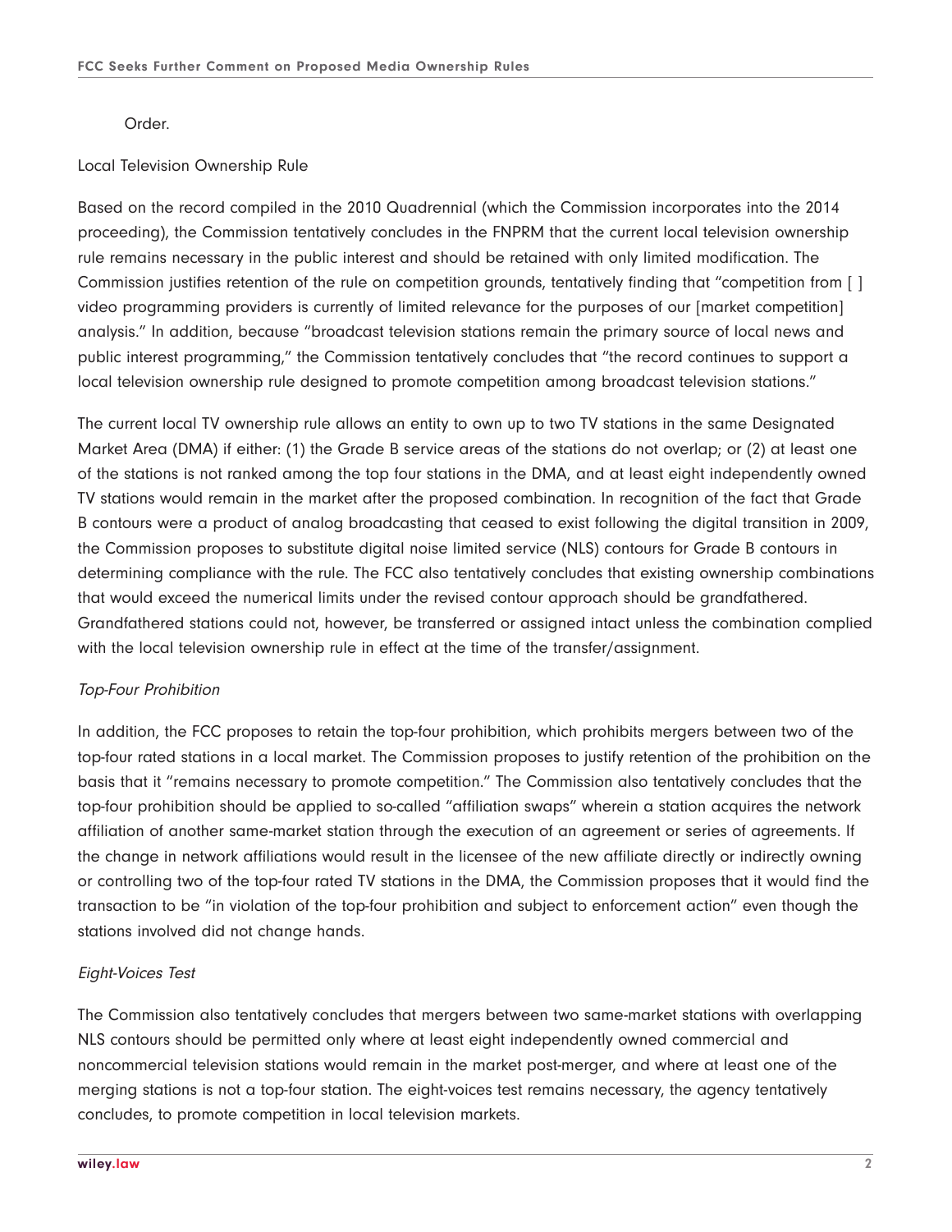Order.

Local Television Ownership Rule

Based on the record compiled in the 2010 Quadrennial (which the Commission incorporates into the 2014 proceeding), the Commission tentatively concludes in the FNPRM that the current local television ownership rule remains necessary in the public interest and should be retained with only limited modification. The Commission justifies retention of the rule on competition grounds, tentatively finding that "competition from [ ] video programming providers is currently of limited relevance for the purposes of our [market competition] analysis." In addition, because "broadcast television stations remain the primary source of local news and public interest programming," the Commission tentatively concludes that "the record continues to support a local television ownership rule designed to promote competition among broadcast television stations."

The current local TV ownership rule allows an entity to own up to two TV stations in the same Designated Market Area (DMA) if either: (1) the Grade B service areas of the stations do not overlap; or (2) at least one of the stations is not ranked among the top four stations in the DMA, and at least eight independently owned TV stations would remain in the market after the proposed combination. In recognition of the fact that Grade B contours were a product of analog broadcasting that ceased to exist following the digital transition in 2009, the Commission proposes to substitute digital noise limited service (NLS) contours for Grade B contours in determining compliance with the rule. The FCC also tentatively concludes that existing ownership combinations that would exceed the numerical limits under the revised contour approach should be grandfathered. Grandfathered stations could not, however, be transferred or assigned intact unless the combination complied with the local television ownership rule in effect at the time of the transfer/assignment.

*Top-Four Prohibition*

In addition, the FCC proposes to retain the top-four prohibition, which prohibits mergers between two of the top-four rated stations in a local market. The Commission proposes to justify retention of the prohibition on the basis that it "remains necessary to promote competition." The Commission also tentatively concludes that the top-four prohibition should be applied to so-called "affiliation swaps" wherein a station acquires the network affiliation of another same-market station through the execution of an agreement or series of agreements. If the change in network affiliations would result in the licensee of the new affiliate directly or indirectly owning or controlling two of the top-four rated TV stations in the DMA, the Commission proposes that it would find the transaction to be "in violation of the top-four prohibition and subject to enforcement action" even though the stations involved did not change hands.

*Eight-Voices Test*

The Commission also tentatively concludes that mergers between two same-market stations with overlapping NLS contours should be permitted only where at least eight independently owned commercial and noncommercial television stations would remain in the market post-merger, and where at least one of the merging stations is not a top-four station. The eight-voices test remains necessary, the agency tentatively concludes, to promote competition in local television markets.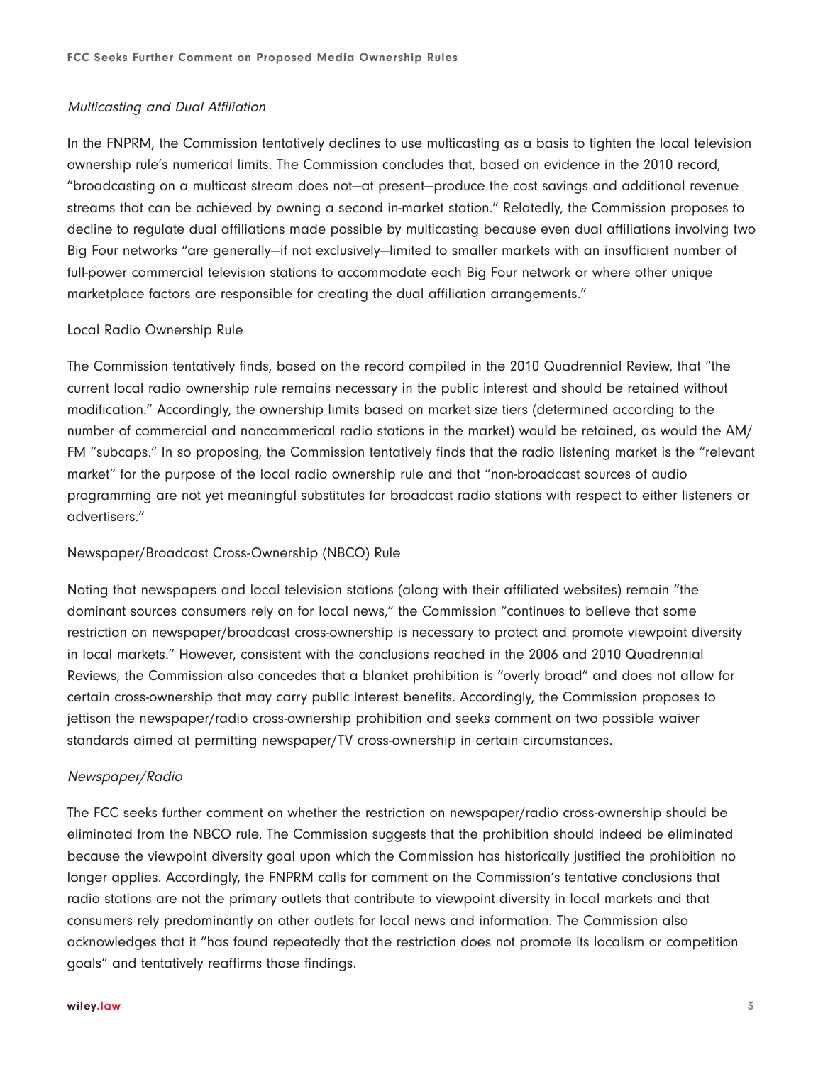*Multicasting and Dual Affiliation*

In the FNPRM, the Commission tentatively declines to use multicasting as a basis to tighten the local television ownership rule's numerical limits. The Commission concludes that, based on evidence in the 2010 record, "broadcasting on a multicast stream does not—at present—produce the cost savings and additional revenue streams that can be achieved by owning a second in-market station." Relatedly, the Commission proposes to decline to regulate dual affiliations made possible by multicasting because even dual affiliations involving two Big Four networks "are generally—if not exclusively—limited to smaller markets with an insufficient number of full-power commercial television stations to accommodate each Big Four network or where other unique marketplace factors are responsible for creating the dual affiliation arrangements."

Local Radio Ownership Rule

The Commission tentatively finds, based on the record compiled in the 2010 Quadrennial Review, that "the current local radio ownership rule remains necessary in the public interest and should be retained without modification." Accordingly, the ownership limits based on market size tiers (determined according to the number of commercial and noncommerical radio stations in the market) would be retained, as would the AM/FM "subcaps." In so proposing, the Commission tentatively finds that the radio listening market is the "relevant market" for the purpose of the local radio ownership rule and that "non-broadcast sources of audio programming are not yet meaningful substitutes for broadcast radio stations with respect to either listeners or advertisers."

Newspaper/Broadcast Cross-Ownership (NBCO) Rule

Noting that newspapers and local television stations (along with their affiliated websites) remain "the dominant sources consumers rely on for local news," the Commission "continues to believe that some restriction on newspaper/broadcast cross-ownership is necessary to protect and promote viewpoint diversity in local markets." However, consistent with the conclusions reached in the 2006 and 2010 Quadrennial Reviews, the Commission also concedes that a blanket prohibition is "overly broad" and does not allow for certain cross-ownership that may carry public interest benefits. Accordingly, the Commission proposes to jettison the newspaper/radio cross-ownership prohibition and seeks comment on two possible waiver standards aimed at permitting newspaper/TV cross-ownership in certain circumstances.

*Newspaper/Radio*

The FCC seeks further comment on whether the restriction on newspaper/radio cross-ownership should be eliminated from the NBCO rule. The Commission suggests that the prohibition should indeed be eliminated because the viewpoint diversity goal upon which the Commission has historically justified the prohibition no longer applies. Accordingly, the FNPRM calls for comment on the Commission's tentative conclusions that radio stations are not the primary outlets that contribute to viewpoint diversity in local markets and that consumers rely predominantly on other outlets for local news and information. The Commission also acknowledges that it "has found repeatedly that the restriction does not promote its localism or competition goals" and tentatively reaffirms those findings.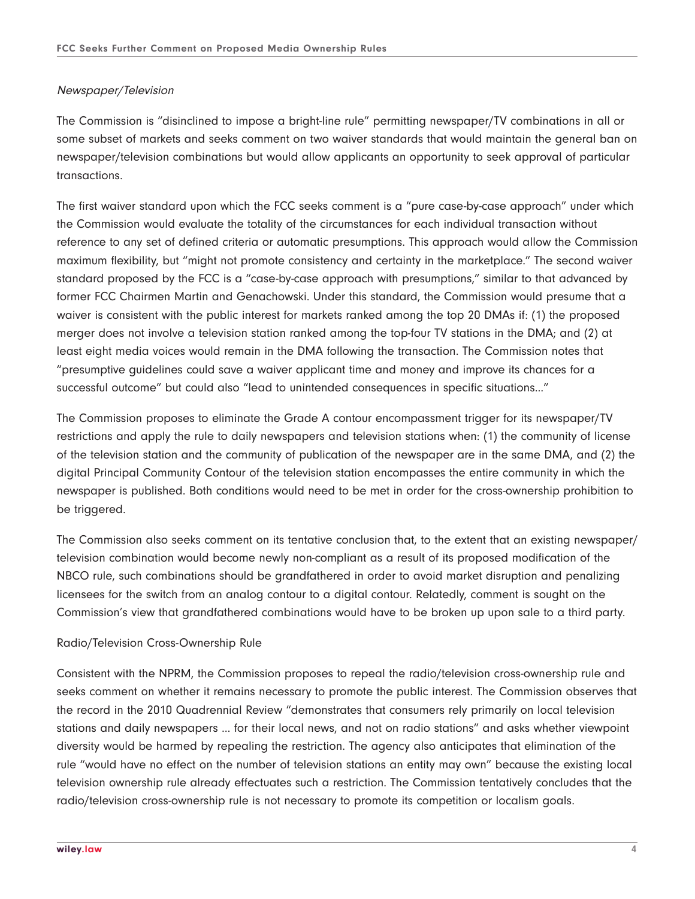*Newspaper/Television*

The Commission is "disinclined to impose a bright-line rule" permitting newspaper/TV combinations in all or some subset of markets and seeks comment on two waiver standards that would maintain the general ban on newspaper/television combinations but would allow applicants an opportunity to seek approval of particular transactions.

The first waiver standard upon which the FCC seeks comment is a "pure case-by-case approach" under which the Commission would evaluate the totality of the circumstances for each individual transaction without reference to any set of defined criteria or automatic presumptions. This approach would allow the Commission maximum flexibility, but "might not promote consistency and certainty in the marketplace." The second waiver standard proposed by the FCC is a "case-by-case approach with presumptions," similar to that advanced by former FCC Chairmen Martin and Genachowski. Under this standard, the Commission would presume that a waiver is consistent with the public interest for markets ranked among the top 20 DMAs if: (1) the proposed merger does not involve a television station ranked among the top-four TV stations in the DMA; and (2) at least eight media voices would remain in the DMA following the transaction. The Commission notes that "presumptive guidelines could save a waiver applicant time and money and improve its chances for a successful outcome" but could also "lead to unintended consequences in specific situations..."

The Commission proposes to eliminate the Grade A contour encompassment trigger for its newspaper/TV restrictions and apply the rule to daily newspapers and television stations when: (1) the community of license of the television station and the community of publication of the newspaper are in the same DMA, and (2) the digital Principal Community Contour of the television station encompasses the entire community in which the newspaper is published. Both conditions would need to be met in order for the cross-ownership prohibition to be triggered.

The Commission also seeks comment on its tentative conclusion that, to the extent that an existing newspaper/television combination would become newly non-compliant as a result of its proposed modification of the NBCO rule, such combinations should be grandfathered in order to avoid market disruption and penalizing licensees for the switch from an analog contour to a digital contour. Relatedly, comment is sought on the Commission's view that grandfathered combinations would have to be broken up upon sale to a third party.

Radio/Television Cross-Ownership Rule

Consistent with the NPRM, the Commission proposes to repeal the radio/television cross-ownership rule and seeks comment on whether it remains necessary to promote the public interest. The Commission observes that the record in the 2010 Quadrennial Review "demonstrates that consumers rely primarily on local television stations and daily newspapers ... for their local news, and not on radio stations" and asks whether viewpoint diversity would be harmed by repealing the restriction. The agency also anticipates that elimination of the rule "would have no effect on the number of television stations an entity may own" because the existing local television ownership rule already effectuates such a restriction. The Commission tentatively concludes that the radio/television cross-ownership rule is not necessary to promote its competition or localism goals.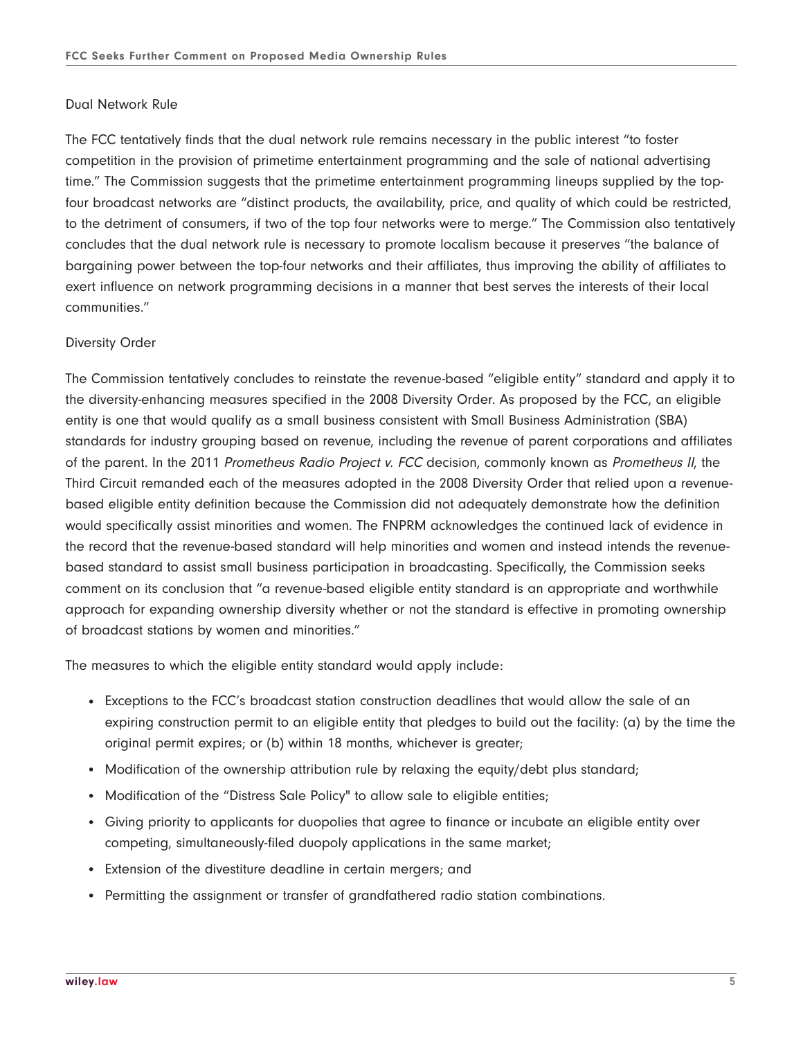### Dual Network Rule

The FCC tentatively finds that the dual network rule remains necessary in the public interest "to foster competition in the provision of primetime entertainment programming and the sale of national advertising time." The Commission suggests that the primetime entertainment programming lineups supplied by the top-four broadcast networks are "distinct products, the availability, price, and quality of which could be restricted, to the detriment of consumers, if two of the top four networks were to merge." The Commission also tentatively concludes that the dual network rule is necessary to promote localism because it preserves "the balance of bargaining power between the top-four networks and their affiliates, thus improving the ability of affiliates to exert influence on network programming decisions in a manner that best serves the interests of their local communities."

### Diversity Order

The Commission tentatively concludes to reinstate the revenue-based "eligible entity" standard and apply it to the diversity-enhancing measures specified in the 2008 Diversity Order. As proposed by the FCC, an eligible entity is one that would qualify as a small business consistent with Small Business Administration (SBA) standards for industry grouping based on revenue, including the revenue of parent corporations and affiliates of the parent. In the 2011 *Prometheus Radio Project v. FCC* decision, commonly known as *Prometheus II*, the Third Circuit remanded each of the measures adopted in the 2008 Diversity Order that relied upon a revenue-based eligible entity definition because the Commission did not adequately demonstrate how the definition would specifically assist minorities and women. The FNPRM acknowledges the continued lack of evidence in the record that the revenue-based standard will help minorities and women and instead intends the revenue-based standard to assist small business participation in broadcasting. Specifically, the Commission seeks comment on its conclusion that "a revenue-based eligible entity standard is an appropriate and worthwhile approach for expanding ownership diversity whether or not the standard is effective in promoting ownership of broadcast stations by women and minorities."

The measures to which the eligible entity standard would apply include:

- Exceptions to the FCC's broadcast station construction deadlines that would allow the sale of an expiring construction permit to an eligible entity that pledges to build out the facility: (a) by the time the original permit expires; or (b) within 18 months, whichever is greater;
- Modification of the ownership attribution rule by relaxing the equity/debt plus standard;
- Modification of the "Distress Sale Policy" to allow sale to eligible entities;
- Giving priority to applicants for duopolies that agree to finance or incubate an eligible entity over competing, simultaneously-filed duopoly applications in the same market;
- Extension of the divestiture deadline in certain mergers; and
- Permitting the assignment or transfer of grandfathered radio station combinations.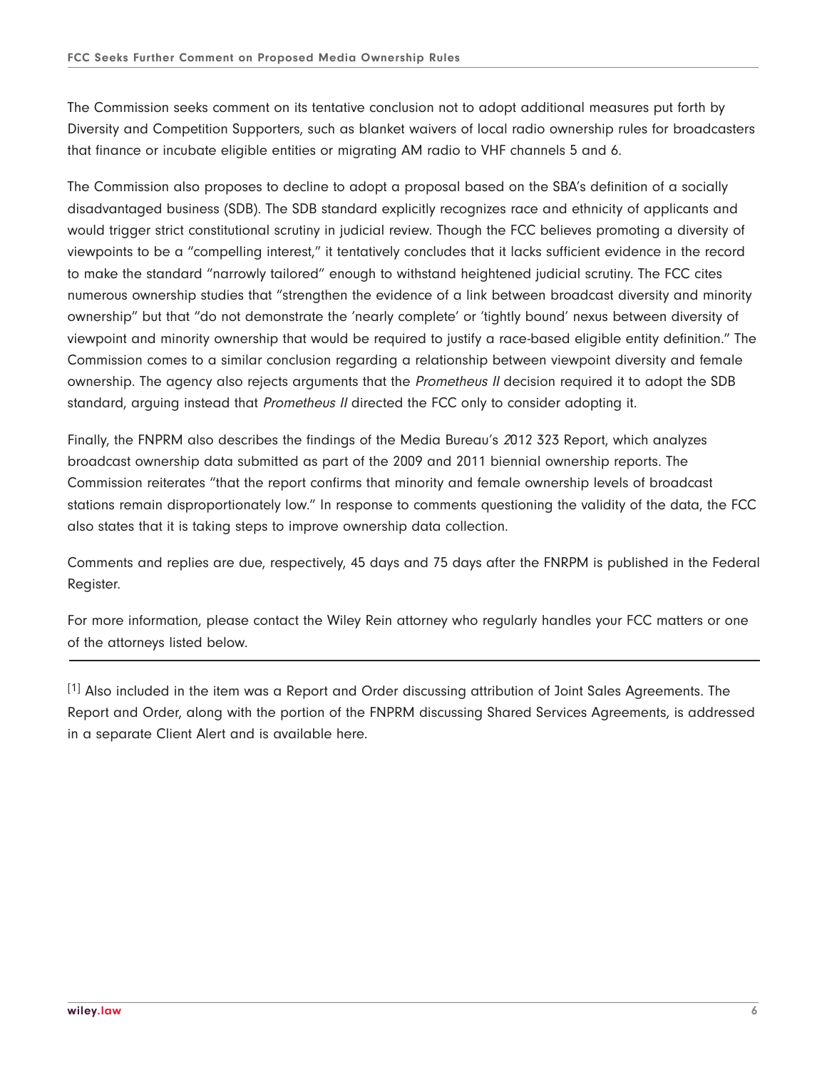The Commission seeks comment on its tentative conclusion not to adopt additional measures put forth by Diversity and Competition Supporters, such as blanket waivers of local radio ownership rules for broadcasters that finance or incubate eligible entities or migrating AM radio to VHF channels 5 and 6.

The Commission also proposes to decline to adopt a proposal based on the SBA's definition of a socially disadvantaged business (SDB). The SDB standard explicitly recognizes race and ethnicity of applicants and would trigger strict constitutional scrutiny in judicial review. Though the FCC believes promoting a diversity of viewpoints to be a "compelling interest," it tentatively concludes that it lacks sufficient evidence in the record to make the standard "narrowly tailored" enough to withstand heightened judicial scrutiny. The FCC cites numerous ownership studies that "strengthen the evidence of a link between broadcast diversity and minority ownership" but that "do not demonstrate the 'nearly complete' or 'tightly bound' nexus between diversity of viewpoint and minority ownership that would be required to justify a race-based eligible entity definition." The Commission comes to a similar conclusion regarding a relationship between viewpoint diversity and female ownership. The agency also rejects arguments that the *Prometheus II* decision required it to adopt the SDB standard, arguing instead that *Prometheus II* directed the FCC only to consider adopting it.

Finally, the FNPRM also describes the findings of the Media Bureau's *2*012 323 Report, which analyzes broadcast ownership data submitted as part of the 2009 and 2011 biennial ownership reports. The Commission reiterates "that the report confirms that minority and female ownership levels of broadcast stations remain disproportionately low." In response to comments questioning the validity of the data, the FCC also states that it is taking steps to improve ownership data collection.

Comments and replies are due, respectively, 45 days and 75 days after the FNRPM is published in the Federal Register.

For more information, please contact the Wiley Rein attorney who regularly handles your FCC matters or one of the attorneys listed below.

---

[1] Also included in the item was a Report and Order discussing attribution of Joint Sales Agreements. The Report and Order, along with the portion of the FNPRM discussing Shared Services Agreements, is addressed in a separate Client Alert and is available here.